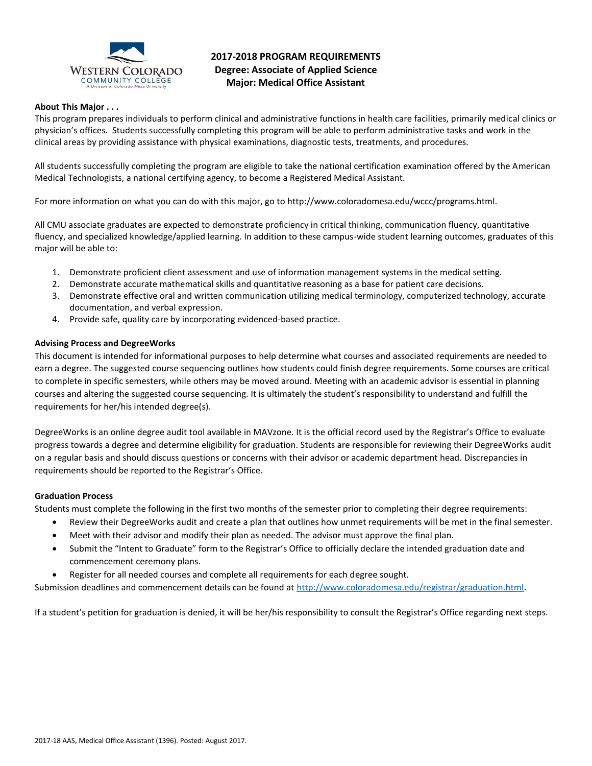Western Colorado Community College
A Division of Colorado Mesa University

# 2017-2018 PROGRAM REQUIREMENTS
## Degree: Associate of Applied Science
## Major: Medical Office Assistant

**About This Major . . .**

This program prepares individuals to perform clinical and administrative functions in health care facilities, primarily medical clinics or physician's offices. Students successfully completing this program will be able to perform administrative tasks and work in the clinical areas by providing assistance with physical examinations, diagnostic tests, treatments, and procedures.

All students successfully completing the program are eligible to take the national certification examination offered by the American Medical Technologists, a national certifying agency, to become a Registered Medical Assistant.

For more information on what you can do with this major, go to http://www.coloradomesa.edu/wccc/programs.html.

All CMU associate graduates are expected to demonstrate proficiency in critical thinking, communication fluency, quantitative fluency, and specialized knowledge/applied learning. In addition to these campus-wide student learning outcomes, graduates of this major will be able to:

1. Demonstrate proficient client assessment and use of information management systems in the medical setting.
2. Demonstrate accurate mathematical skills and quantitative reasoning as a base for patient care decisions.
3. Demonstrate effective oral and written communication utilizing medical terminology, computerized technology, accurate documentation, and verbal expression.
4. Provide safe, quality care by incorporating evidenced-based practice.

**Advising Process and DegreeWorks**

This document is intended for informational purposes to help determine what courses and associated requirements are needed to earn a degree. The suggested course sequencing outlines how students could finish degree requirements. Some courses are critical to complete in specific semesters, while others may be moved around. Meeting with an academic advisor is essential in planning courses and altering the suggested course sequencing. It is ultimately the student's responsibility to understand and fulfill the requirements for her/his intended degree(s).

DegreeWorks is an online degree audit tool available in MAVzone. It is the official record used by the Registrar's Office to evaluate progress towards a degree and determine eligibility for graduation. Students are responsible for reviewing their DegreeWorks audit on a regular basis and should discuss questions or concerns with their advisor or academic department head. Discrepancies in requirements should be reported to the Registrar's Office.

**Graduation Process**

Students must complete the following in the first two months of the semester prior to completing their degree requirements:

- Review their DegreeWorks audit and create a plan that outlines how unmet requirements will be met in the final semester.
- Meet with their advisor and modify their plan as needed. The advisor must approve the final plan.
- Submit the "Intent to Graduate" form to the Registrar's Office to officially declare the intended graduation date and commencement ceremony plans.
- Register for all needed courses and complete all requirements for each degree sought.

Submission deadlines and commencement details can be found at http://www.coloradomesa.edu/registrar/graduation.html.

If a student's petition for graduation is denied, it will be her/his responsibility to consult the Registrar's Office regarding next steps.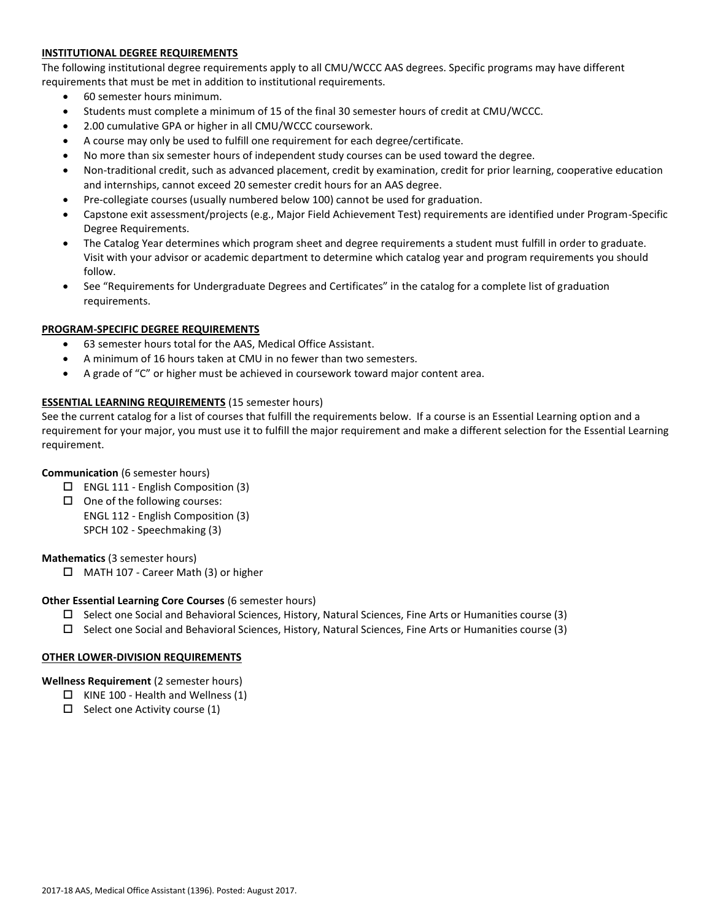## INSTITUTIONAL DEGREE REQUIREMENTS

The following institutional degree requirements apply to all CMU/WCCC AAS degrees. Specific programs may have different requirements that must be met in addition to institutional requirements.

- 60 semester hours minimum.
- Students must complete a minimum of 15 of the final 30 semester hours of credit at CMU/WCCC.
- 2.00 cumulative GPA or higher in all CMU/WCCC coursework.
- A course may only be used to fulfill one requirement for each degree/certificate.
- No more than six semester hours of independent study courses can be used toward the degree.
- Non-traditional credit, such as advanced placement, credit by examination, credit for prior learning, cooperative education and internships, cannot exceed 20 semester credit hours for an AAS degree.
- Pre-collegiate courses (usually numbered below 100) cannot be used for graduation.
- Capstone exit assessment/projects (e.g., Major Field Achievement Test) requirements are identified under Program-Specific Degree Requirements.
- The Catalog Year determines which program sheet and degree requirements a student must fulfill in order to graduate. Visit with your advisor or academic department to determine which catalog year and program requirements you should follow.
- See "Requirements for Undergraduate Degrees and Certificates" in the catalog for a complete list of graduation requirements.

## PROGRAM-SPECIFIC DEGREE REQUIREMENTS

- 63 semester hours total for the AAS, Medical Office Assistant.
- A minimum of 16 hours taken at CMU in no fewer than two semesters.
- A grade of "C" or higher must be achieved in coursework toward major content area.

## ESSENTIAL LEARNING REQUIREMENTS (15 semester hours)

See the current catalog for a list of courses that fulfill the requirements below. If a course is an Essential Learning option and a requirement for your major, you must use it to fulfill the major requirement and make a different selection for the Essential Learning requirement.

**Communication** (6 semester hours)

- ☐ ENGL 111 - English Composition (3)
- ☐ One of the following courses:
  ENGL 112 - English Composition (3)
  SPCH 102 - Speechmaking (3)

**Mathematics** (3 semester hours)

- ☐ MATH 107 - Career Math (3) or higher

**Other Essential Learning Core Courses** (6 semester hours)

- ☐ Select one Social and Behavioral Sciences, History, Natural Sciences, Fine Arts or Humanities course (3)
- ☐ Select one Social and Behavioral Sciences, History, Natural Sciences, Fine Arts or Humanities course (3)

## OTHER LOWER-DIVISION REQUIREMENTS

**Wellness Requirement** (2 semester hours)

- ☐ KINE 100 - Health and Wellness (1)
- ☐ Select one Activity course (1)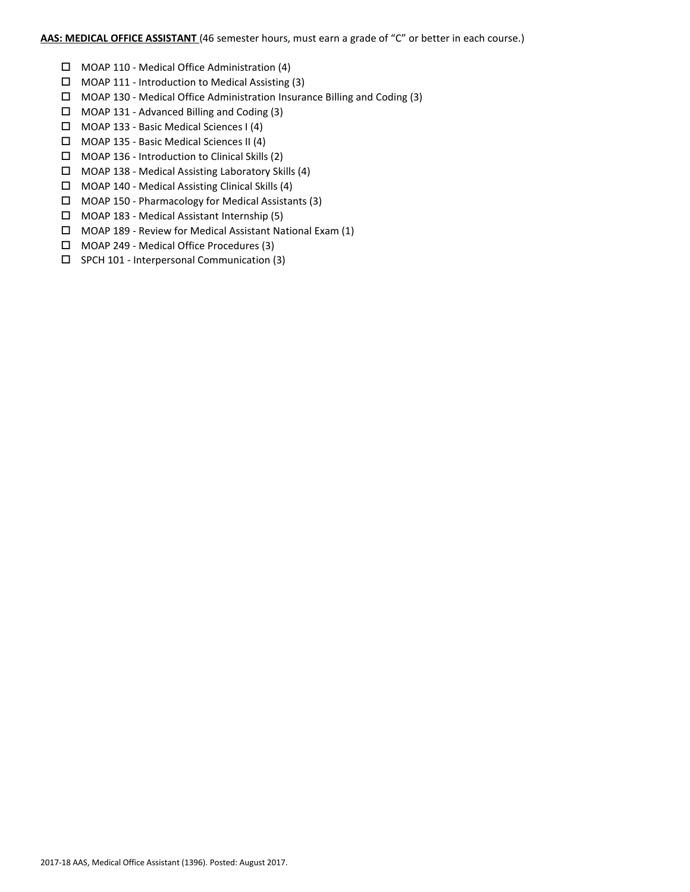**AAS: MEDICAL OFFICE ASSISTANT** (46 semester hours, must earn a grade of "C" or better in each course.)

- ☐ MOAP 110 - Medical Office Administration (4)
- ☐ MOAP 111 - Introduction to Medical Assisting (3)
- ☐ MOAP 130 - Medical Office Administration Insurance Billing and Coding (3)
- ☐ MOAP 131 - Advanced Billing and Coding (3)
- ☐ MOAP 133 - Basic Medical Sciences I (4)
- ☐ MOAP 135 - Basic Medical Sciences II (4)
- ☐ MOAP 136 - Introduction to Clinical Skills (2)
- ☐ MOAP 138 - Medical Assisting Laboratory Skills (4)
- ☐ MOAP 140 - Medical Assisting Clinical Skills (4)
- ☐ MOAP 150 - Pharmacology for Medical Assistants (3)
- ☐ MOAP 183 - Medical Assistant Internship (5)
- ☐ MOAP 189 - Review for Medical Assistant National Exam (1)
- ☐ MOAP 249 - Medical Office Procedures (3)
- ☐ SPCH 101 - Interpersonal Communication (3)

2017-18 AAS, Medical Office Assistant (1396). Posted: August 2017.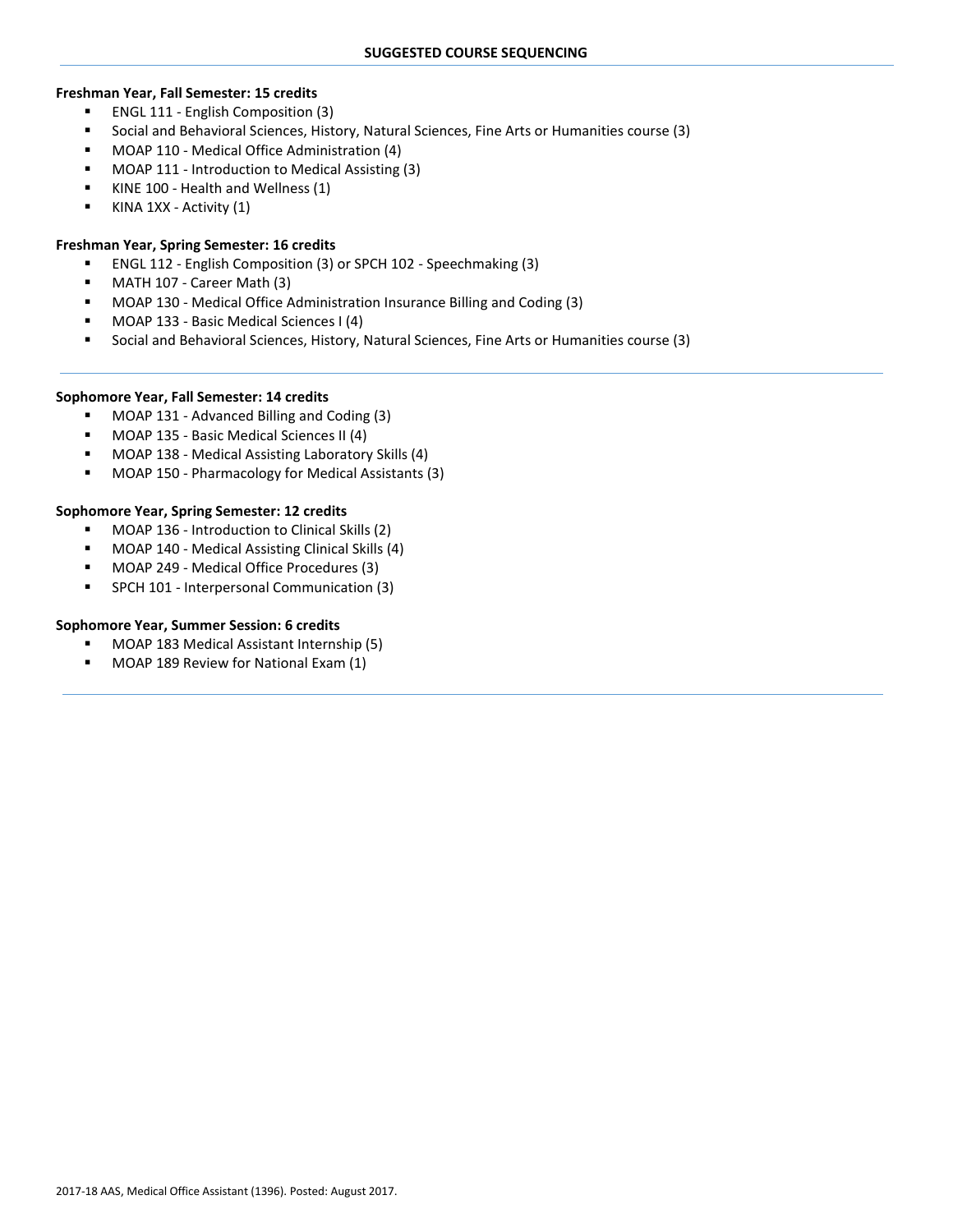## SUGGESTED COURSE SEQUENCING

**Freshman Year, Fall Semester: 15 credits**

- ENGL 111 - English Composition (3)
- Social and Behavioral Sciences, History, Natural Sciences, Fine Arts or Humanities course (3)
- MOAP 110 - Medical Office Administration (4)
- MOAP 111 - Introduction to Medical Assisting (3)
- KINE 100 - Health and Wellness (1)
- KINA 1XX - Activity (1)

**Freshman Year, Spring Semester: 16 credits**

- ENGL 112 - English Composition (3) or SPCH 102 - Speechmaking (3)
- MATH 107 - Career Math (3)
- MOAP 130 - Medical Office Administration Insurance Billing and Coding (3)
- MOAP 133 - Basic Medical Sciences I (4)
- Social and Behavioral Sciences, History, Natural Sciences, Fine Arts or Humanities course (3)

**Sophomore Year, Fall Semester: 14 credits**

- MOAP 131 - Advanced Billing and Coding (3)
- MOAP 135 - Basic Medical Sciences II (4)
- MOAP 138 - Medical Assisting Laboratory Skills (4)
- MOAP 150 - Pharmacology for Medical Assistants (3)

**Sophomore Year, Spring Semester: 12 credits**

- MOAP 136 - Introduction to Clinical Skills (2)
- MOAP 140 - Medical Assisting Clinical Skills (4)
- MOAP 249 - Medical Office Procedures (3)
- SPCH 101 - Interpersonal Communication (3)

**Sophomore Year, Summer Session: 6 credits**

- MOAP 183 Medical Assistant Internship (5)
- MOAP 189 Review for National Exam (1)